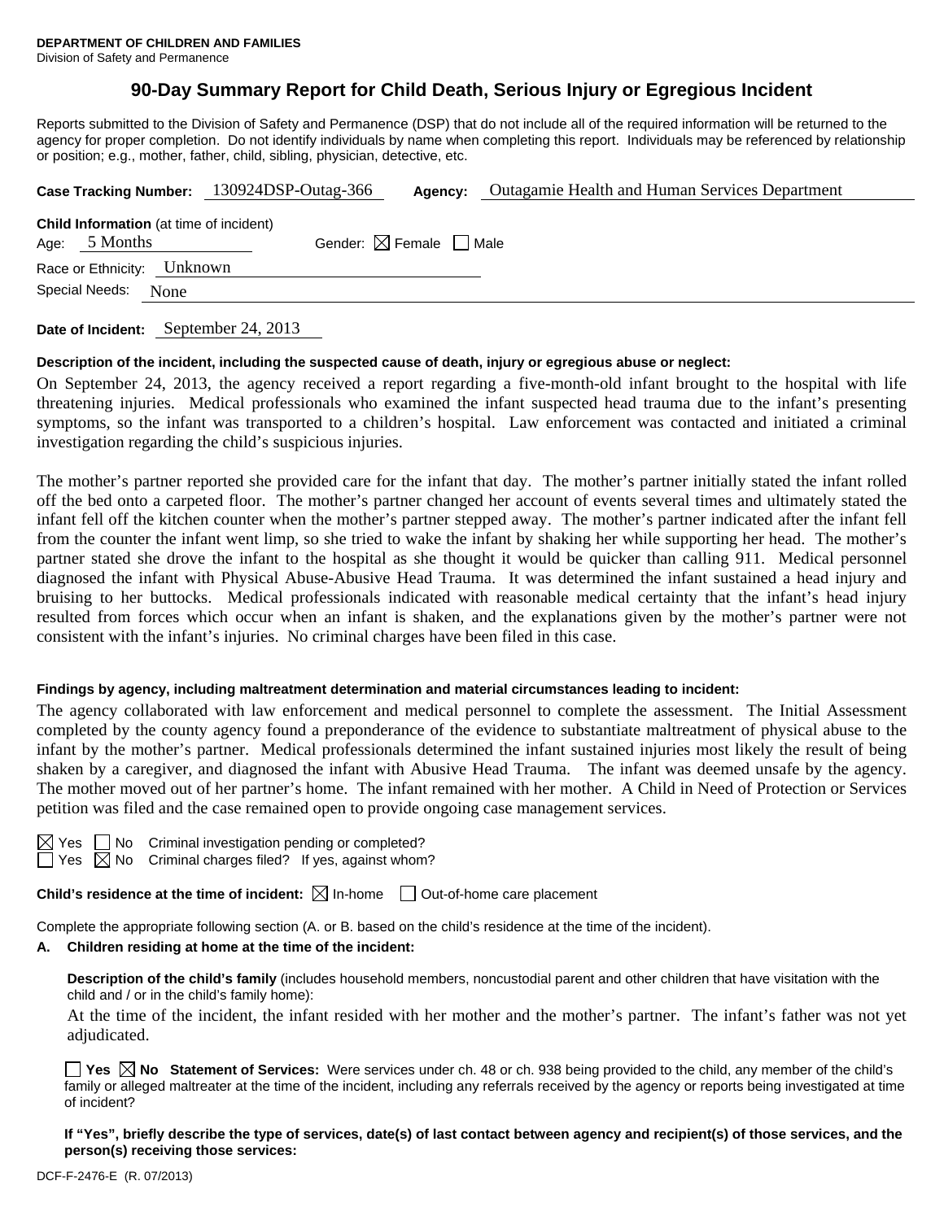**DEPARTMENT OF CHILDREN AND FAMILIES**
Division of Safety and Permanence

# 90-Day Summary Report for Child Death, Serious Injury or Egregious Incident

Reports submitted to the Division of Safety and Permanence (DSP) that do not include all of the required information will be returned to the agency for proper completion. Do not identify individuals by name when completing this report. Individuals may be referenced by relationship or position; e.g., mother, father, child, sibling, physician, detective, etc.

**Case Tracking Number:** 130924DSP-Outag-366 **Agency:** Outagamie Health and Human Services Department

**Child Information** (at time of incident)
Age: 5 Months Gender: ☒ Female ☐ Male
Race or Ethnicity: Unknown
Special Needs: None

**Date of Incident:** September 24, 2013

**Description of the incident, including the suspected cause of death, injury or egregious abuse or neglect:**

On September 24, 2013, the agency received a report regarding a five-month-old infant brought to the hospital with life threatening injuries. Medical professionals who examined the infant suspected head trauma due to the infant's presenting symptoms, so the infant was transported to a children's hospital. Law enforcement was contacted and initiated a criminal investigation regarding the child's suspicious injuries.

The mother's partner reported she provided care for the infant that day. The mother's partner initially stated the infant rolled off the bed onto a carpeted floor. The mother's partner changed her account of events several times and ultimately stated the infant fell off the kitchen counter when the mother's partner stepped away. The mother's partner indicated after the infant fell from the counter the infant went limp, so she tried to wake the infant by shaking her while supporting her head. The mother's partner stated she drove the infant to the hospital as she thought it would be quicker than calling 911. Medical personnel diagnosed the infant with Physical Abuse-Abusive Head Trauma. It was determined the infant sustained a head injury and bruising to her buttocks. Medical professionals indicated with reasonable medical certainty that the infant's head injury resulted from forces which occur when an infant is shaken, and the explanations given by the mother's partner were not consistent with the infant's injuries. No criminal charges have been filed in this case.

**Findings by agency, including maltreatment determination and material circumstances leading to incident:**

The agency collaborated with law enforcement and medical personnel to complete the assessment. The Initial Assessment completed by the county agency found a preponderance of the evidence to substantiate maltreatment of physical abuse to the infant by the mother's partner. Medical professionals determined the infant sustained injuries most likely the result of being shaken by a caregiver, and diagnosed the infant with Abusive Head Trauma. The infant was deemed unsafe by the agency. The mother moved out of her partner's home. The infant remained with her mother. A Child in Need of Protection or Services petition was filed and the case remained open to provide ongoing case management services.

☒ Yes ☐ No Criminal investigation pending or completed?
☐ Yes ☒ No Criminal charges filed? If yes, against whom?

**Child's residence at the time of incident:** ☒ In-home ☐ Out-of-home care placement

Complete the appropriate following section (A. or B. based on the child's residence at the time of the incident).

**A. Children residing at home at the time of the incident:**

**Description of the child's family** (includes household members, noncustodial parent and other children that have visitation with the child and / or in the child's family home):

At the time of the incident, the infant resided with her mother and the mother's partner. The infant's father was not yet adjudicated.

☐ **Yes** ☒ **No Statement of Services:** Were services under ch. 48 or ch. 938 being provided to the child, any member of the child's family or alleged maltreater at the time of the incident, including any referrals received by the agency or reports being investigated at time of incident?

**If "Yes", briefly describe the type of services, date(s) of last contact between agency and recipient(s) of those services, and the person(s) receiving those services:**

DCF-F-2476-E (R. 07/2013)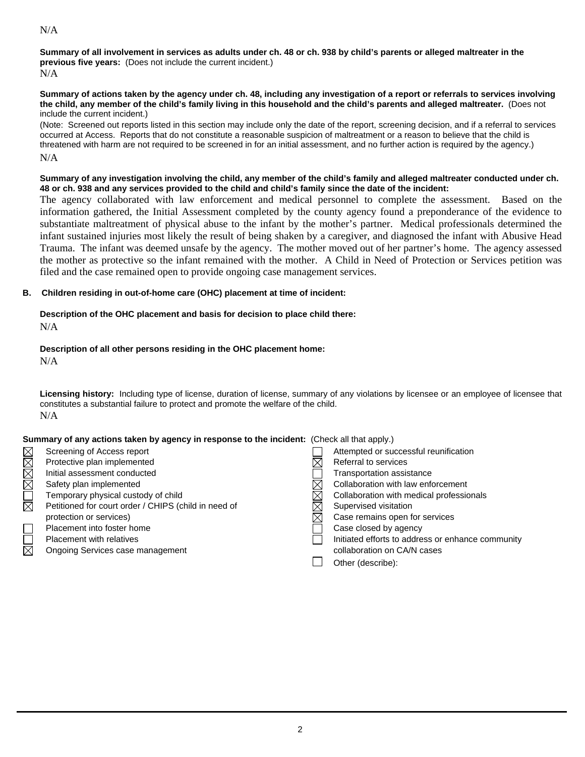N/A

**Summary of all involvement in services as adults under ch. 48 or ch. 938 by child's parents or alleged maltreater in the previous five years:** (Does not include the current incident.)
N/A

**Summary of actions taken by the agency under ch. 48, including any investigation of a report or referrals to services involving the child, any member of the child's family living in this household and the child's parents and alleged maltreater.** (Does not include the current incident.)
(Note: Screened out reports listed in this section may include only the date of the report, screening decision, and if a referral to services occurred at Access. Reports that do not constitute a reasonable suspicion of maltreatment or a reason to believe that the child is threatened with harm are not required to be screened in for an initial assessment, and no further action is required by the agency.)
N/A

**Summary of any investigation involving the child, any member of the child's family and alleged maltreater conducted under ch. 48 or ch. 938 and any services provided to the child and child's family since the date of the incident:**
The agency collaborated with law enforcement and medical personnel to complete the assessment. Based on the information gathered, the Initial Assessment completed by the county agency found a preponderance of the evidence to substantiate maltreatment of physical abuse to the infant by the mother's partner. Medical professionals determined the infant sustained injuries most likely the result of being shaken by a caregiver, and diagnosed the infant with Abusive Head Trauma. The infant was deemed unsafe by the agency. The mother moved out of her partner's home. The agency assessed the mother as protective so the infant remained with the mother. A Child in Need of Protection or Services petition was filed and the case remained open to provide ongoing case management services.

**B. Children residing in out-of-home care (OHC) placement at time of incident:**

**Description of the OHC placement and basis for decision to place child there:**
N/A

**Description of all other persons residing in the OHC placement home:**
N/A

**Licensing history:** Including type of license, duration of license, summary of any violations by licensee or an employee of licensee that constitutes a substantial failure to protect and promote the welfare of the child.
N/A

**Summary of any actions taken by agency in response to the incident:** (Check all that apply.)

- ☒ Screening of Access report
- ☒ Protective plan implemented
- ☒ Initial assessment conducted
- ☒ Safety plan implemented
- ☐ Temporary physical custody of child
- ☒ Petitioned for court order / CHIPS (child in need of protection or services)
- ☐ Placement into foster home
- ☐ Placement with relatives
- ☒ Ongoing Services case management
- ☐ Attempted or successful reunification
- ☒ Referral to services
- ☐ Transportation assistance
- ☒ Collaboration with law enforcement
- ☒ Collaboration with medical professionals
- ☒ Supervised visitation
- ☒ Case remains open for services
- ☐ Case closed by agency
- ☐ Initiated efforts to address or enhance community collaboration on CA/N cases
- ☐ Other (describe):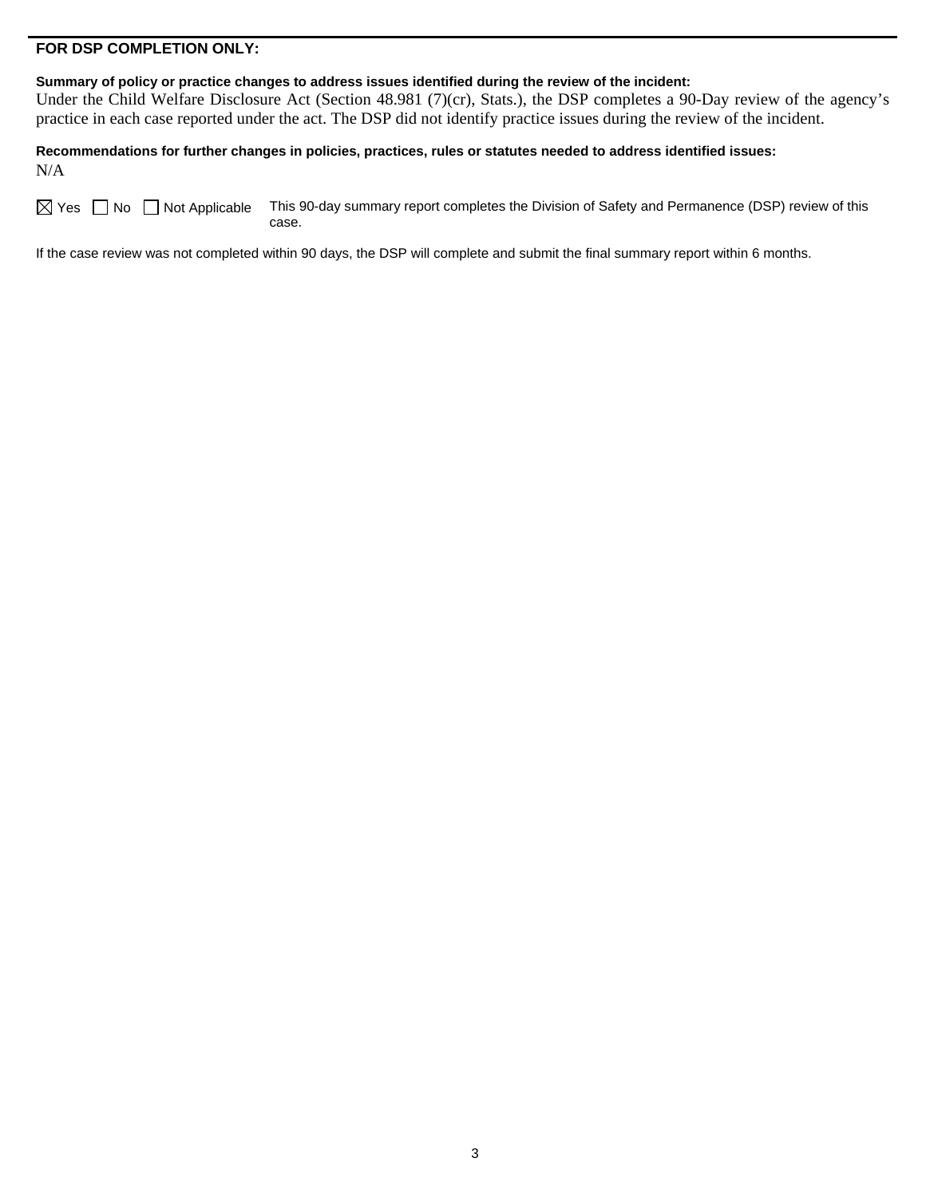**FOR DSP COMPLETION ONLY:**

**Summary of policy or practice changes to address issues identified during the review of the incident:**

Under the Child Welfare Disclosure Act (Section 48.981 (7)(cr), Stats.), the DSP completes a 90-Day review of the agency's practice in each case reported under the act. The DSP did not identify practice issues during the review of the incident.

**Recommendations for further changes in policies, practices, rules or statutes needed to address identified issues:**

N/A

☒ Yes ☐ No ☐ Not Applicable This 90-day summary report completes the Division of Safety and Permanence (DSP) review of this case.

If the case review was not completed within 90 days, the DSP will complete and submit the final summary report within 6 months.